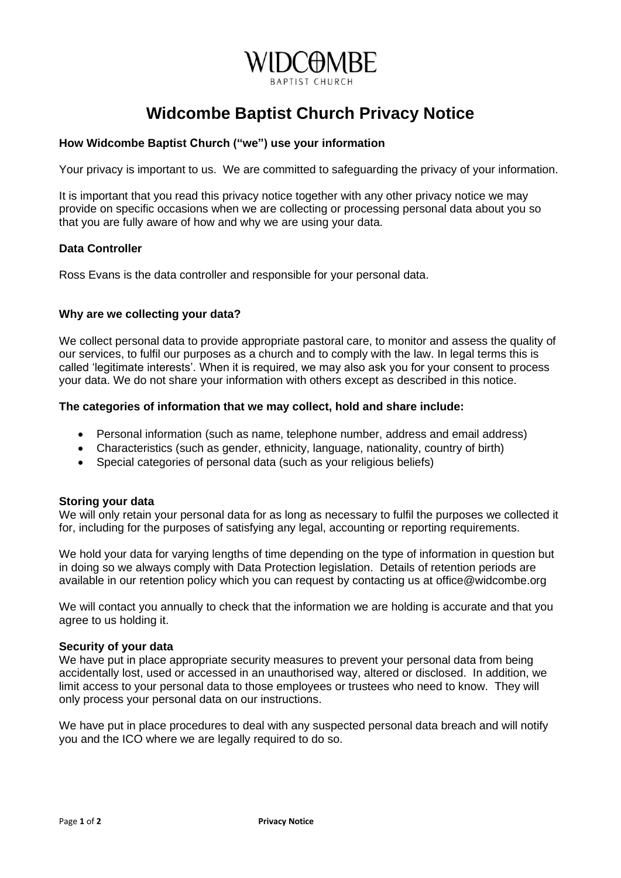WIDCOMBE
BAPTIST CHURCH

# Widcombe Baptist Church Privacy Notice

### How Widcombe Baptist Church (“we”) use your information

Your privacy is important to us. We are committed to safeguarding the privacy of your information.

It is important that you read this privacy notice together with any other privacy notice we may provide on specific occasions when we are collecting or processing personal data about you so that you are fully aware of how and why we are using your data.

### Data Controller

Ross Evans is the data controller and responsible for your personal data.

### Why are we collecting your data?

We collect personal data to provide appropriate pastoral care, to monitor and assess the quality of our services, to fulfil our purposes as a church and to comply with the law. In legal terms this is called ‘legitimate interests’. When it is required, we may also ask you for your consent to process your data. We do not share your information with others except as described in this notice.

### The categories of information that we may collect, hold and share include:

- Personal information (such as name, telephone number, address and email address)
- Characteristics (such as gender, ethnicity, language, nationality, country of birth)
- Special categories of personal data (such as your religious beliefs)

### Storing your data

We will only retain your personal data for as long as necessary to fulfil the purposes we collected it for, including for the purposes of satisfying any legal, accounting or reporting requirements.

We hold your data for varying lengths of time depending on the type of information in question but in doing so we always comply with Data Protection legislation. Details of retention periods are available in our retention policy which you can request by contacting us at office@widcombe.org

We will contact you annually to check that the information we are holding is accurate and that you agree to us holding it.

### Security of your data

We have put in place appropriate security measures to prevent your personal data from being accidentally lost, used or accessed in an unauthorised way, altered or disclosed. In addition, we limit access to your personal data to those employees or trustees who need to know. They will only process your personal data on our instructions.

We have put in place procedures to deal with any suspected personal data breach and will notify you and the ICO where we are legally required to do so.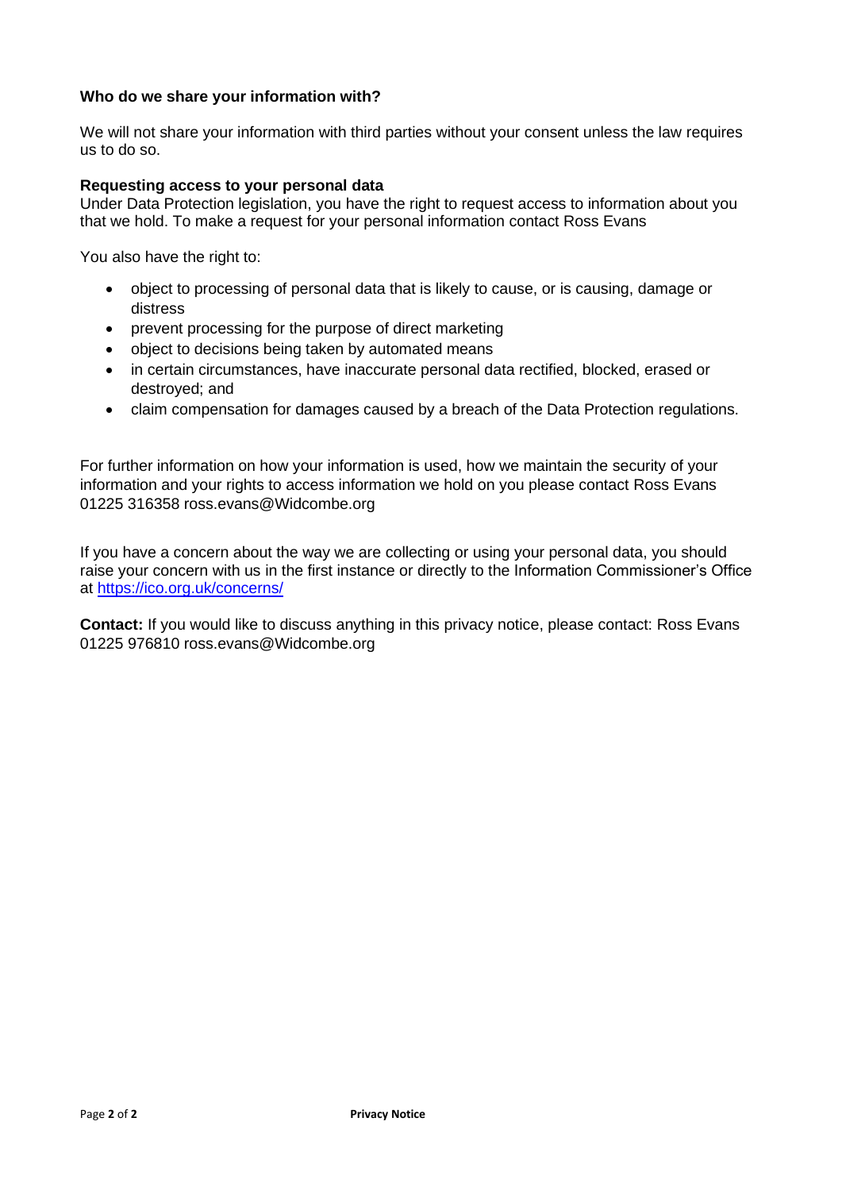**Who do we share your information with?**

We will not share your information with third parties without your consent unless the law requires us to do so.

**Requesting access to your personal data**
Under Data Protection legislation, you have the right to request access to information about you that we hold. To make a request for your personal information contact Ross Evans

You also have the right to:

- object to processing of personal data that is likely to cause, or is causing, damage or distress
- prevent processing for the purpose of direct marketing
- object to decisions being taken by automated means
- in certain circumstances, have inaccurate personal data rectified, blocked, erased or destroyed; and
- claim compensation for damages caused by a breach of the Data Protection regulations.

For further information on how your information is used, how we maintain the security of your information and your rights to access information we hold on you please contact Ross Evans 01225 316358 ross.evans@Widcombe.org

If you have a concern about the way we are collecting or using your personal data, you should raise your concern with us in the first instance or directly to the Information Commissioner's Office at https://ico.org.uk/concerns/

**Contact:** If you would like to discuss anything in this privacy notice, please contact: Ross Evans 01225 976810 ross.evans@Widcombe.org